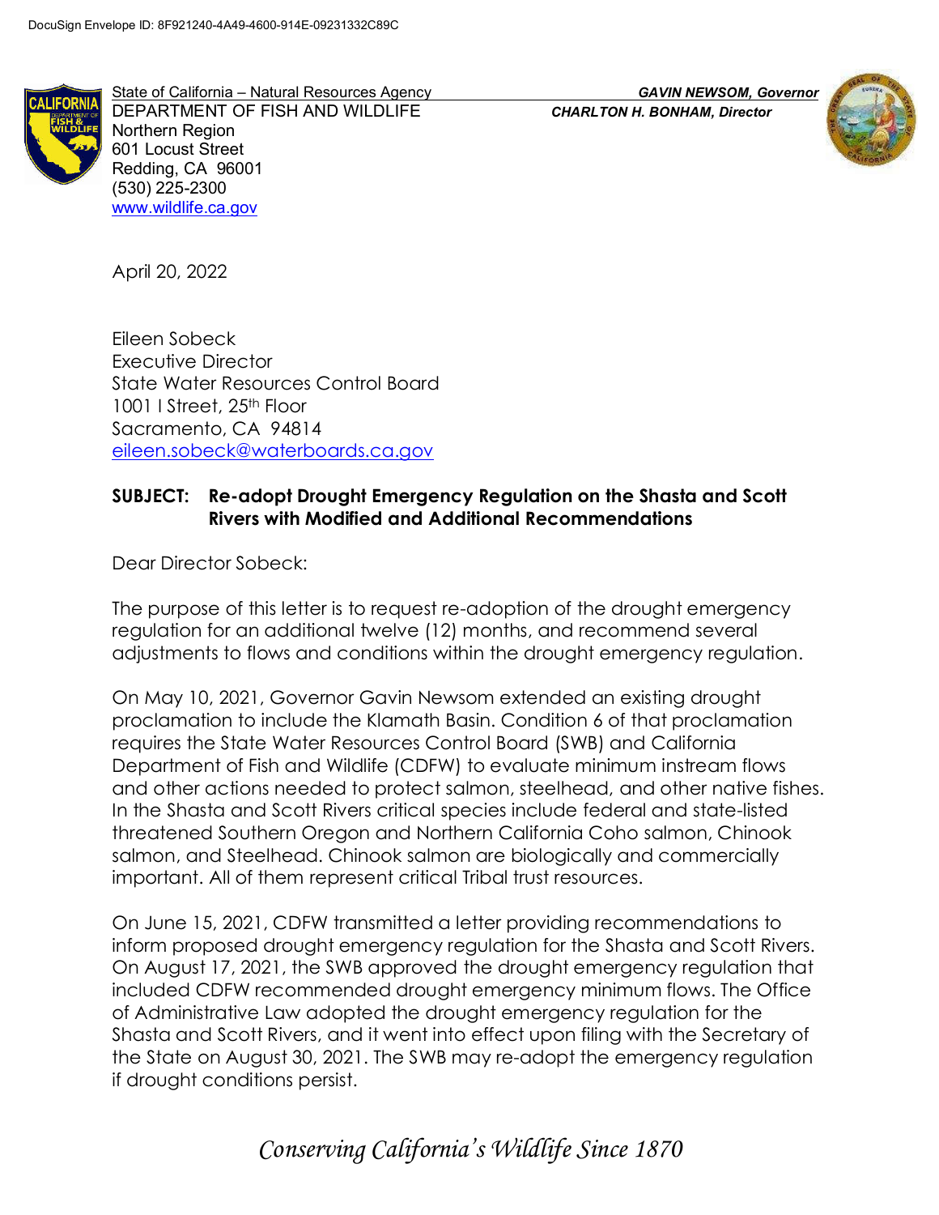DocuSign Envelope ID: 8F921240-4A49-4600-914E-09231332C89C

State of California – Natural Resources Agency
DEPARTMENT OF FISH AND WILDLIFE
Northern Region
601 Locust Street
Redding, CA 96001
(530) 225-2300
www.wildlife.ca.gov

***GAVIN NEWSOM, Governor***
***CHARLTON H. BONHAM, Director***

April 20, 2022

Eileen Sobeck
Executive Director
State Water Resources Control Board
1001 I Street, 25th Floor
Sacramento, CA 94814
eileen.sobeck@waterboards.ca.gov

**SUBJECT: Re-adopt Drought Emergency Regulation on the Shasta and Scott Rivers with Modified and Additional Recommendations**

Dear Director Sobeck:

The purpose of this letter is to request re-adoption of the drought emergency regulation for an additional twelve (12) months, and recommend several adjustments to flows and conditions within the drought emergency regulation.

On May 10, 2021, Governor Gavin Newsom extended an existing drought proclamation to include the Klamath Basin. Condition 6 of that proclamation requires the State Water Resources Control Board (SWB) and California Department of Fish and Wildlife (CDFW) to evaluate minimum instream flows and other actions needed to protect salmon, steelhead, and other native fishes. In the Shasta and Scott Rivers critical species include federal and state-listed threatened Southern Oregon and Northern California Coho salmon, Chinook salmon, and Steelhead. Chinook salmon are biologically and commercially important. All of them represent critical Tribal trust resources.

On June 15, 2021, CDFW transmitted a letter providing recommendations to inform proposed drought emergency regulation for the Shasta and Scott Rivers. On August 17, 2021, the SWB approved the drought emergency regulation that included CDFW recommended drought emergency minimum flows. The Office of Administrative Law adopted the drought emergency regulation for the Shasta and Scott Rivers, and it went into effect upon filing with the Secretary of the State on August 30, 2021. The SWB may re-adopt the emergency regulation if drought conditions persist.

*Conserving California's Wildlife Since 1870*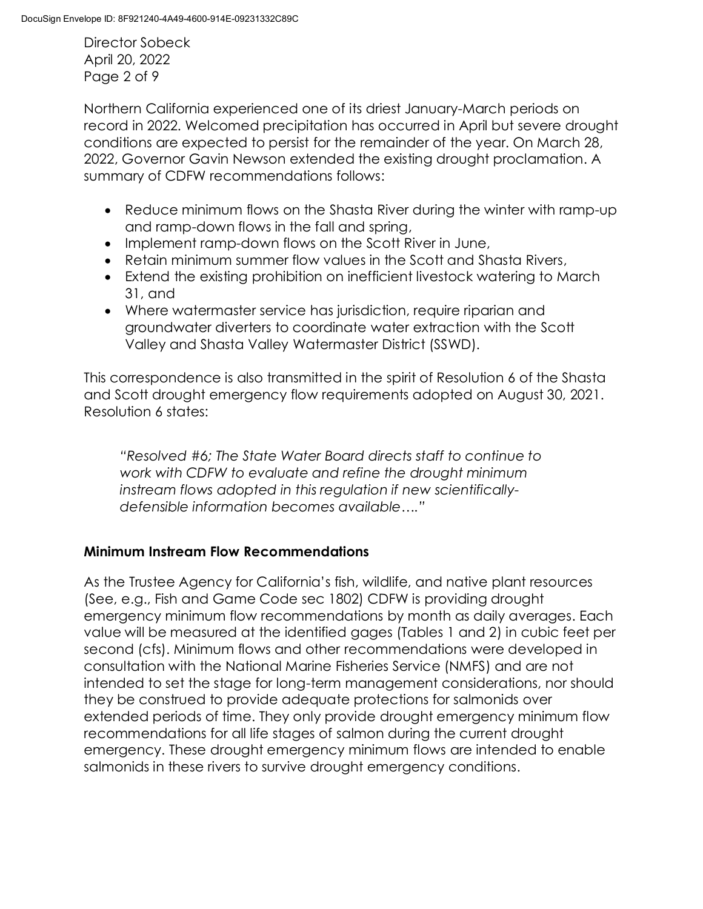Northern California experienced one of its driest January-March periods on record in 2022. Welcomed precipitation has occurred in April but severe drought conditions are expected to persist for the remainder of the year. On March 28, 2022, Governor Gavin Newson extended the existing drought proclamation. A summary of CDFW recommendations follows:

- Reduce minimum flows on the Shasta River during the winter with ramp-up and ramp-down flows in the fall and spring,
- Implement ramp-down flows on the Scott River in June,
- Retain minimum summer flow values in the Scott and Shasta Rivers,
- Extend the existing prohibition on inefficient livestock watering to March 31, and
- Where watermaster service has jurisdiction, require riparian and groundwater diverters to coordinate water extraction with the Scott Valley and Shasta Valley Watermaster District (SSWD).

This correspondence is also transmitted in the spirit of Resolution 6 of the Shasta and Scott drought emergency flow requirements adopted on August 30, 2021. Resolution 6 states:

> *"Resolved #6; The State Water Board directs staff to continue to work with CDFW to evaluate and refine the drought minimum instream flows adopted in this regulation if new scientifically-defensible information becomes available…."*

**Minimum Instream Flow Recommendations**

As the Trustee Agency for California's fish, wildlife, and native plant resources (See, e.g., Fish and Game Code sec 1802) CDFW is providing drought emergency minimum flow recommendations by month as daily averages. Each value will be measured at the identified gages (Tables 1 and 2) in cubic feet per second (cfs). Minimum flows and other recommendations were developed in consultation with the National Marine Fisheries Service (NMFS) and are not intended to set the stage for long-term management considerations, nor should they be construed to provide adequate protections for salmonids over extended periods of time. They only provide drought emergency minimum flow recommendations for all life stages of salmon during the current drought emergency. These drought emergency minimum flows are intended to enable salmonids in these rivers to survive drought emergency conditions.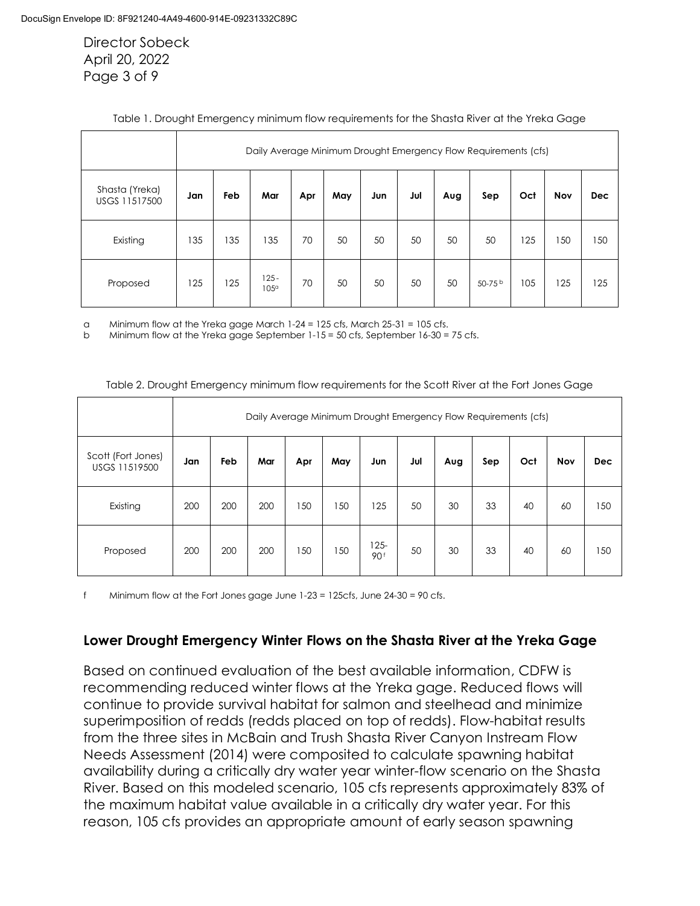Director Sobeck
April 20, 2022

Table 1. Drought Emergency minimum flow requirements for the Shasta River at the Yreka Gage

| | Daily Average Minimum Drought Emergency Flow Requirements (cfs) | | | | | | | | | | | |
|---|---|---|---|---|---|---|---|---|---|---|---|---|
| Shasta (Yreka) USGS 11517500 | **Jan** | **Feb** | **Mar** | **Apr** | **May** | **Jun** | **Jul** | **Aug** | **Sep** | **Oct** | **Nov** | **Dec** |
| Existing | 135 | 135 | 135 | 70 | 50 | 50 | 50 | 50 | 50 | 125 | 150 | 150 |
| Proposed | 125 | 125 | 125 - 105[a] | 70 | 50 | 50 | 50 | 50 | 50-75 [b] | 105 | 125 | 125 |

a Minimum flow at the Yreka gage March 1-24 = 125 cfs, March 25-31 = 105 cfs.
b Minimum flow at the Yreka gage September 1-15 = 50 cfs, September 16-30 = 75 cfs.

Table 2. Drought Emergency minimum flow requirements for the Scott River at the Fort Jones Gage

| | Daily Average Minimum Drought Emergency Flow Requirements (cfs) | | | | | | | | | | | |
|---|---|---|---|---|---|---|---|---|---|---|---|---|
| Scott (Fort Jones) USGS 11519500 | **Jan** | **Feb** | **Mar** | **Apr** | **May** | **Jun** | **Jul** | **Aug** | **Sep** | **Oct** | **Nov** | **Dec** |
| Existing | 200 | 200 | 200 | 150 | 150 | 125 | 50 | 30 | 33 | 40 | 60 | 150 |
| Proposed | 200 | 200 | 200 | 150 | 150 | 125- 90[f] | 50 | 30 | 33 | 40 | 60 | 150 |

f Minimum flow at the Fort Jones gage June 1-23 = 125cfs, June 24-30 = 90 cfs.

## Lower Drought Emergency Winter Flows on the Shasta River at the Yreka Gage

Based on continued evaluation of the best available information, CDFW is recommending reduced winter flows at the Yreka gage. Reduced flows will continue to provide survival habitat for salmon and steelhead and minimize superimposition of redds (redds placed on top of redds). Flow-habitat results from the three sites in McBain and Trush Shasta River Canyon Instream Flow Needs Assessment (2014) were composited to calculate spawning habitat availability during a critically dry water year winter-flow scenario on the Shasta River. Based on this modeled scenario, 105 cfs represents approximately 83% of the maximum habitat value available in a critically dry water year. For this reason, 105 cfs provides an appropriate amount of early season spawning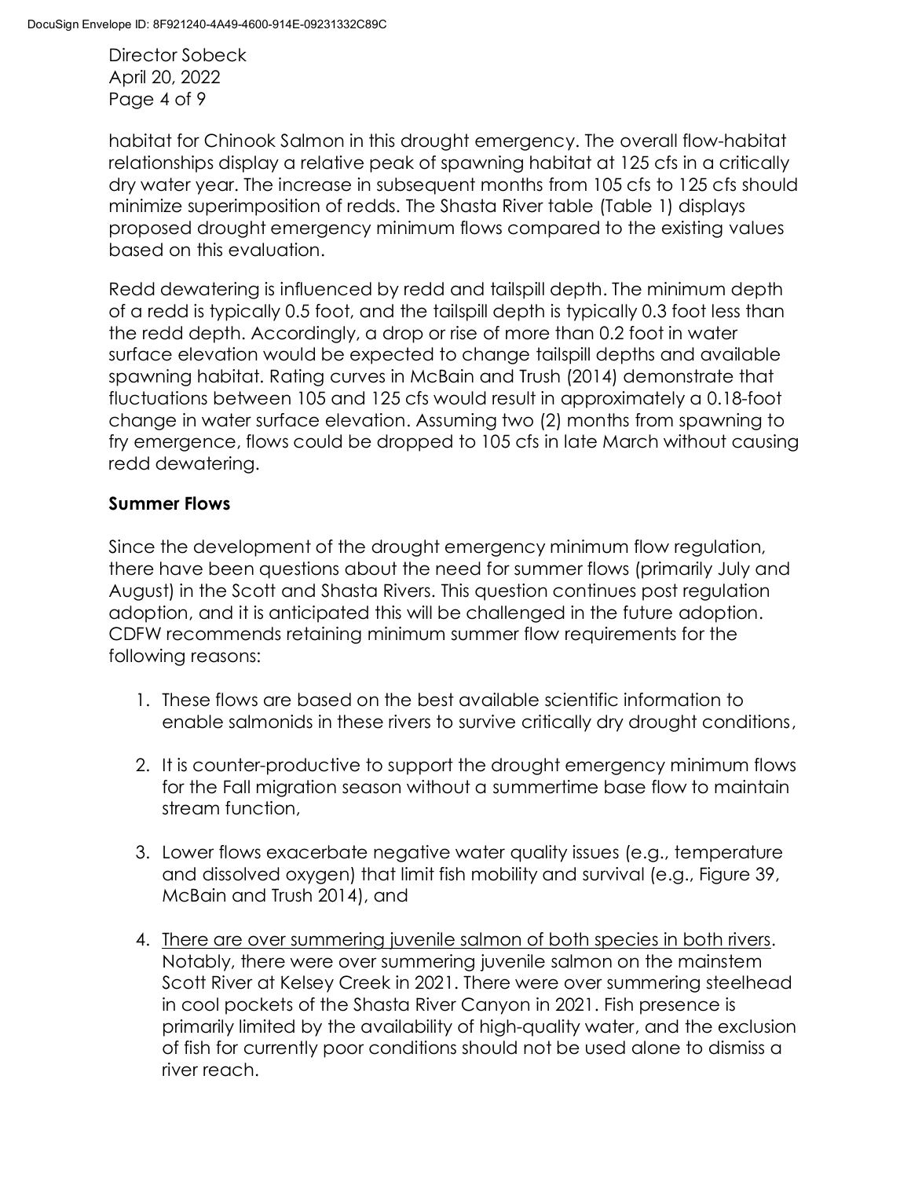habitat for Chinook Salmon in this drought emergency. The overall flow-habitat relationships display a relative peak of spawning habitat at 125 cfs in a critically dry water year. The increase in subsequent months from 105 cfs to 125 cfs should minimize superimposition of redds. The Shasta River table (Table 1) displays proposed drought emergency minimum flows compared to the existing values based on this evaluation.

Redd dewatering is influenced by redd and tailspill depth. The minimum depth of a redd is typically 0.5 foot, and the tailspill depth is typically 0.3 foot less than the redd depth. Accordingly, a drop or rise of more than 0.2 foot in water surface elevation would be expected to change tailspill depths and available spawning habitat. Rating curves in McBain and Trush (2014) demonstrate that fluctuations between 105 and 125 cfs would result in approximately a 0.18-foot change in water surface elevation. Assuming two (2) months from spawning to fry emergence, flows could be dropped to 105 cfs in late March without causing redd dewatering.

**Summer Flows**

Since the development of the drought emergency minimum flow regulation, there have been questions about the need for summer flows (primarily July and August) in the Scott and Shasta Rivers. This question continues post regulation adoption, and it is anticipated this will be challenged in the future adoption. CDFW recommends retaining minimum summer flow requirements for the following reasons:

1. These flows are based on the best available scientific information to enable salmonids in these rivers to survive critically dry drought conditions,
2. It is counter-productive to support the drought emergency minimum flows for the Fall migration season without a summertime base flow to maintain stream function,
3. Lower flows exacerbate negative water quality issues (e.g., temperature and dissolved oxygen) that limit fish mobility and survival (e.g., Figure 39, McBain and Trush 2014), and
4. <u>There are over summering juvenile salmon of both species in both rivers</u>. Notably, there were over summering juvenile salmon on the mainstem Scott River at Kelsey Creek in 2021. There were over summering steelhead in cool pockets of the Shasta River Canyon in 2021. Fish presence is primarily limited by the availability of high-quality water, and the exclusion of fish for currently poor conditions should not be used alone to dismiss a river reach.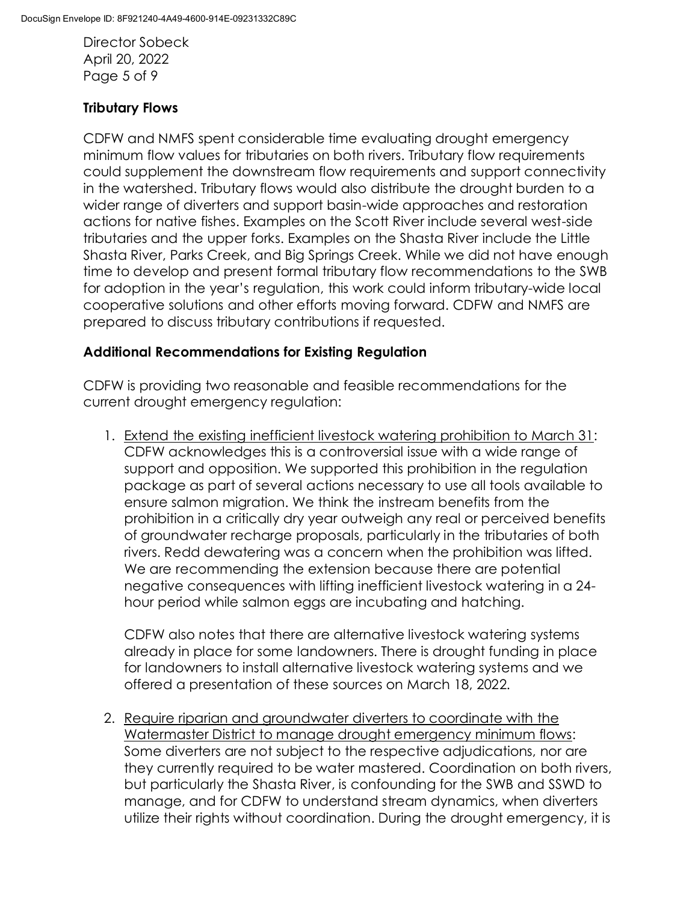## Tributary Flows

CDFW and NMFS spent considerable time evaluating drought emergency minimum flow values for tributaries on both rivers. Tributary flow requirements could supplement the downstream flow requirements and support connectivity in the watershed. Tributary flows would also distribute the drought burden to a wider range of diverters and support basin-wide approaches and restoration actions for native fishes. Examples on the Scott River include several west-side tributaries and the upper forks. Examples on the Shasta River include the Little Shasta River, Parks Creek, and Big Springs Creek. While we did not have enough time to develop and present formal tributary flow recommendations to the SWB for adoption in the year's regulation, this work could inform tributary-wide local cooperative solutions and other efforts moving forward. CDFW and NMFS are prepared to discuss tributary contributions if requested.

## Additional Recommendations for Existing Regulation

CDFW is providing two reasonable and feasible recommendations for the current drought emergency regulation:

1. <u>Extend the existing inefficient livestock watering prohibition to March 31</u>: CDFW acknowledges this is a controversial issue with a wide range of support and opposition. We supported this prohibition in the regulation package as part of several actions necessary to use all tools available to ensure salmon migration. We think the instream benefits from the prohibition in a critically dry year outweigh any real or perceived benefits of groundwater recharge proposals, particularly in the tributaries of both rivers. Redd dewatering was a concern when the prohibition was lifted. We are recommending the extension because there are potential negative consequences with lifting inefficient livestock watering in a 24-hour period while salmon eggs are incubating and hatching.

   CDFW also notes that there are alternative livestock watering systems already in place for some landowners. There is drought funding in place for landowners to install alternative livestock watering systems and we offered a presentation of these sources on March 18, 2022.

2. <u>Require riparian and groundwater diverters to coordinate with the Watermaster District to manage drought emergency minimum flows</u>: Some diverters are not subject to the respective adjudications, nor are they currently required to be water mastered. Coordination on both rivers, but particularly the Shasta River, is confounding for the SWB and SSWD to manage, and for CDFW to understand stream dynamics, when diverters utilize their rights without coordination. During the drought emergency, it is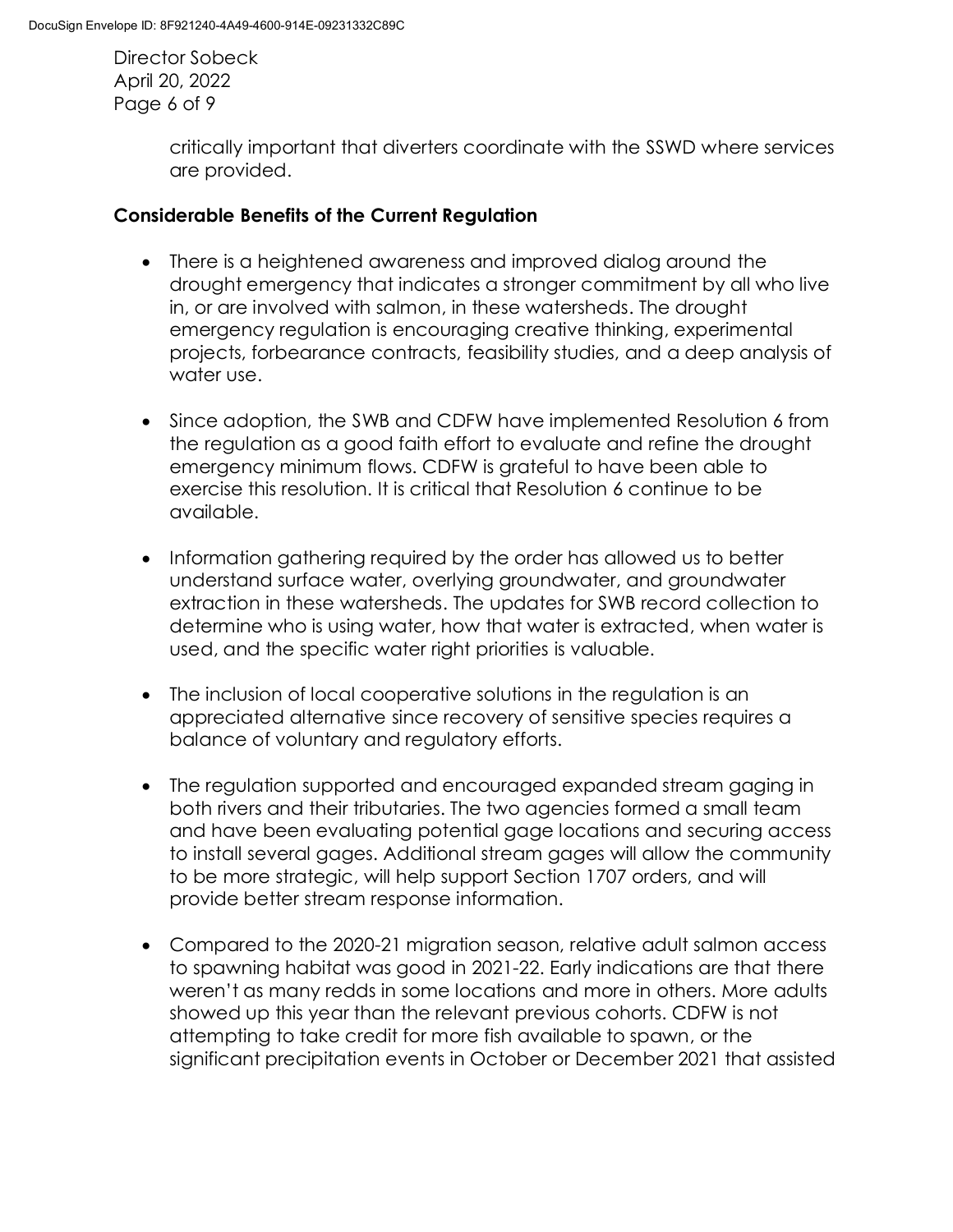critically important that diverters coordinate with the SSWD where services are provided.

**Considerable Benefits of the Current Regulation**

- There is a heightened awareness and improved dialog around the drought emergency that indicates a stronger commitment by all who live in, or are involved with salmon, in these watersheds. The drought emergency regulation is encouraging creative thinking, experimental projects, forbearance contracts, feasibility studies, and a deep analysis of water use.

- Since adoption, the SWB and CDFW have implemented Resolution 6 from the regulation as a good faith effort to evaluate and refine the drought emergency minimum flows. CDFW is grateful to have been able to exercise this resolution. It is critical that Resolution 6 continue to be available.

- Information gathering required by the order has allowed us to better understand surface water, overlying groundwater, and groundwater extraction in these watersheds. The updates for SWB record collection to determine who is using water, how that water is extracted, when water is used, and the specific water right priorities is valuable.

- The inclusion of local cooperative solutions in the regulation is an appreciated alternative since recovery of sensitive species requires a balance of voluntary and regulatory efforts.

- The regulation supported and encouraged expanded stream gaging in both rivers and their tributaries. The two agencies formed a small team and have been evaluating potential gage locations and securing access to install several gages. Additional stream gages will allow the community to be more strategic, will help support Section 1707 orders, and will provide better stream response information.

- Compared to the 2020-21 migration season, relative adult salmon access to spawning habitat was good in 2021-22. Early indications are that there weren't as many redds in some locations and more in others. More adults showed up this year than the relevant previous cohorts. CDFW is not attempting to take credit for more fish available to spawn, or the significant precipitation events in October or December 2021 that assisted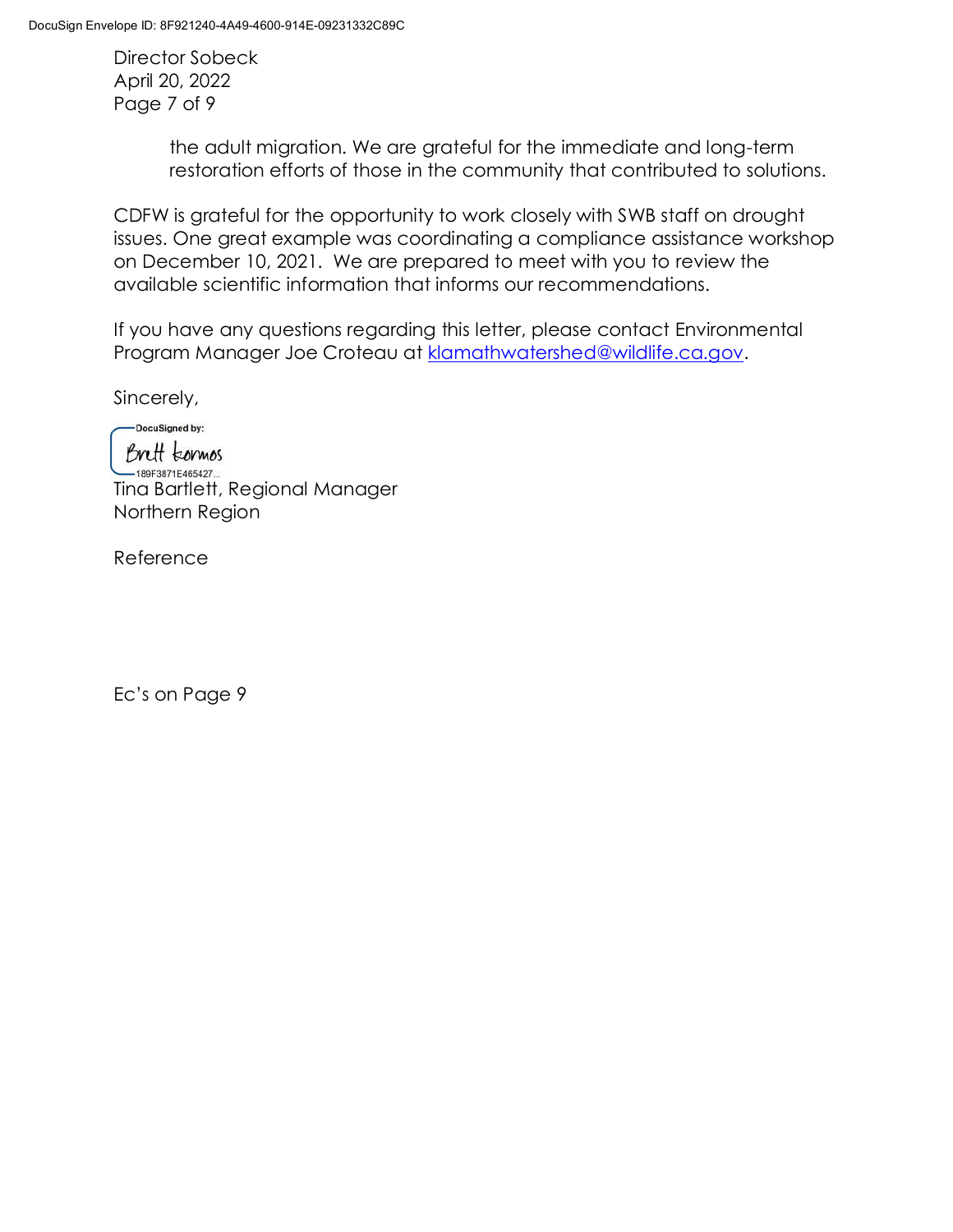the adult migration. We are grateful for the immediate and long-term restoration efforts of those in the community that contributed to solutions.

CDFW is grateful for the opportunity to work closely with SWB staff on drought issues. One great example was coordinating a compliance assistance workshop on December 10, 2021. We are prepared to meet with you to review the available scientific information that informs our recommendations.

If you have any questions regarding this letter, please contact Environmental Program Manager Joe Croteau at klamathwatershed@wildlife.ca.gov.

Sincerely,

DocuSigned by:
Brett Kormos
189F3871E465427...

Tina Bartlett, Regional Manager
Northern Region

Reference

Ec's on Page 9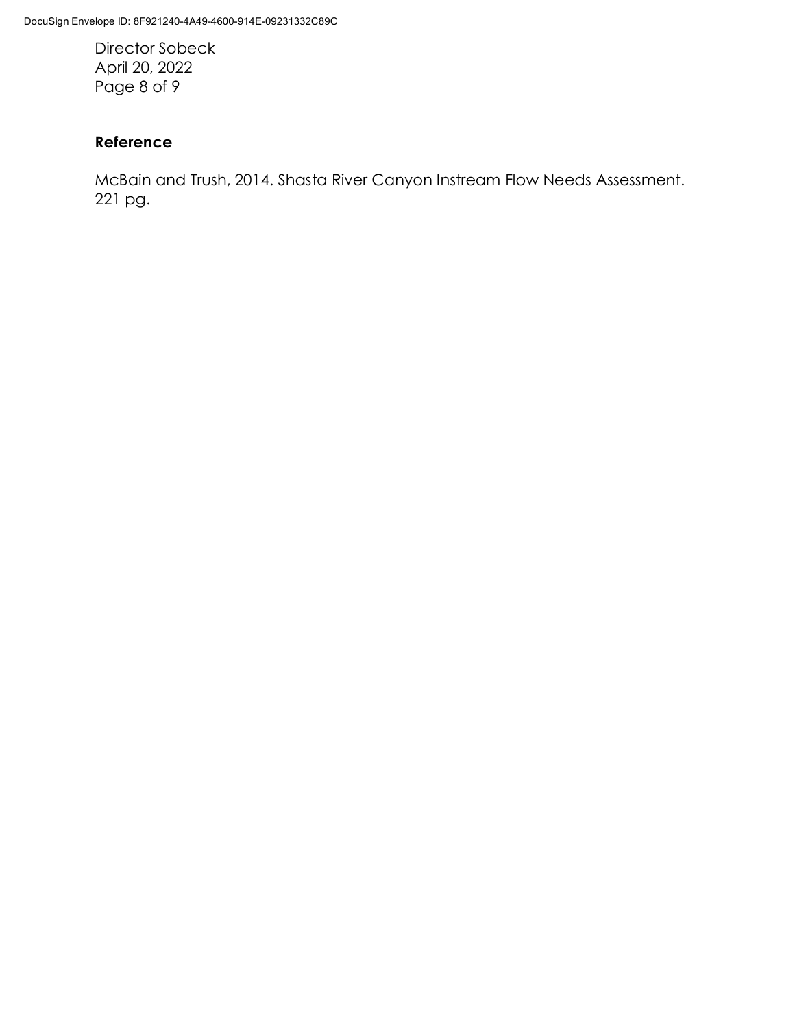## Reference

McBain and Trush, 2014. Shasta River Canyon Instream Flow Needs Assessment. 221 pg.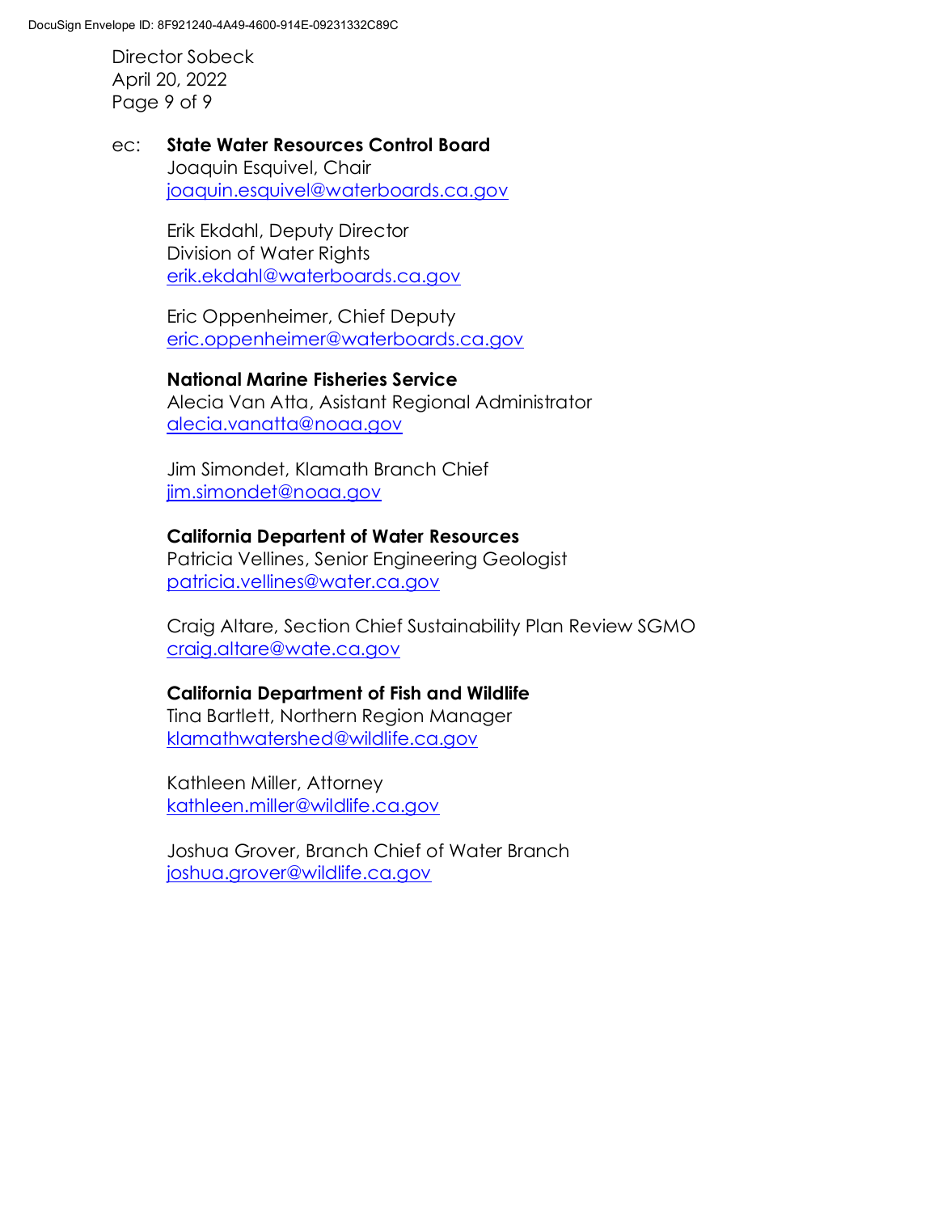ec: **State Water Resources Control Board**
Joaquin Esquivel, Chair
joaquin.esquivel@waterboards.ca.gov

Erik Ekdahl, Deputy Director
Division of Water Rights
erik.ekdahl@waterboards.ca.gov

Eric Oppenheimer, Chief Deputy
eric.oppenheimer@waterboards.ca.gov

**National Marine Fisheries Service**
Alecia Van Atta, Asistant Regional Administrator
alecia.vanatta@noaa.gov

Jim Simondet, Klamath Branch Chief
jim.simondet@noaa.gov

**California Departent of Water Resources**
Patricia Vellines, Senior Engineering Geologist
patricia.vellines@water.ca.gov

Craig Altare, Section Chief Sustainability Plan Review SGMO
craig.altare@wate.ca.gov

**California Department of Fish and Wildlife**
Tina Bartlett, Northern Region Manager
klamathwatershed@wildlife.ca.gov

Kathleen Miller, Attorney
kathleen.miller@wildlife.ca.gov

Joshua Grover, Branch Chief of Water Branch
joshua.grover@wildlife.ca.gov